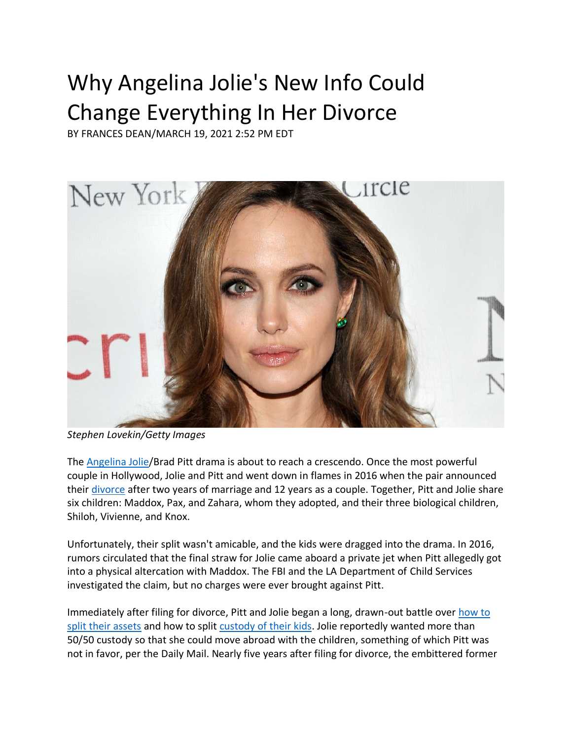# Why Angelina Jolie's New Info Could Change Everything In Her Divorce

BY FRANCES DEAN/MARCH 19, 2021 2:52 PM EDT

*Stephen Lovekin/Getty Images*

The [Angelina Jolie](#)/Brad Pitt drama is about to reach a crescendo. Once the most powerful couple in Hollywood, Jolie and Pitt and went down in flames in 2016 when the pair announced their [divorce](#) after two years of marriage and 12 years as a couple. Together, Pitt and Jolie share six children: Maddox, Pax, and Zahara, whom they adopted, and their three biological children, Shiloh, Vivienne, and Knox.

Unfortunately, their split wasn't amicable, and the kids were dragged into the drama. In 2016, rumors circulated that the final straw for Jolie came aboard a private jet when Pitt allegedly got into a physical altercation with Maddox. The FBI and the LA Department of Child Services investigated the claim, but no charges were ever brought against Pitt.

Immediately after filing for divorce, Pitt and Jolie began a long, drawn-out battle over [how to split their assets](#) and how to split [custody of their kids](#). Jolie reportedly wanted more than 50/50 custody so that she could move abroad with the children, something of which Pitt was not in favor, per the Daily Mail. Nearly five years after filing for divorce, the embittered former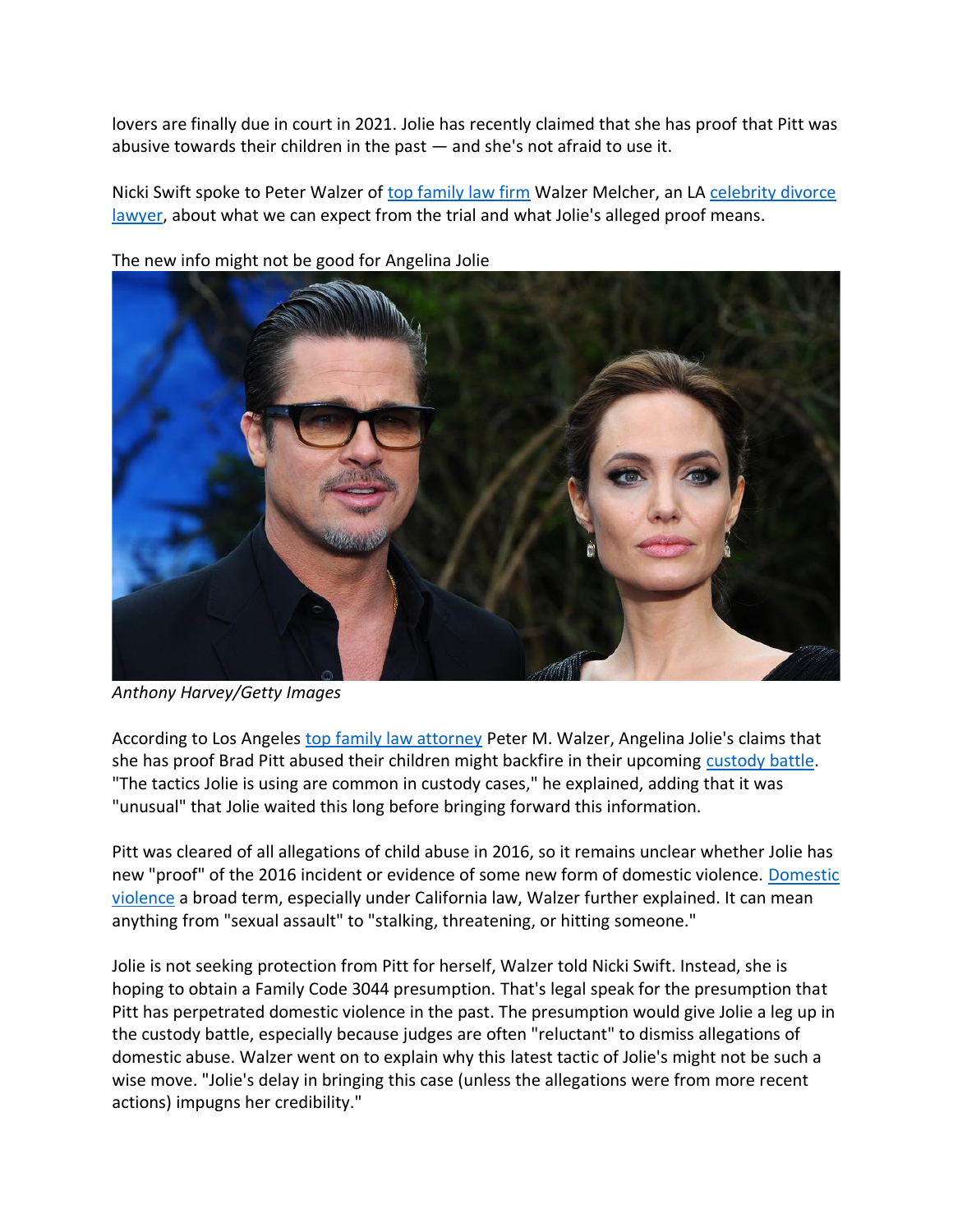lovers are finally due in court in 2021. Jolie has recently claimed that she has proof that Pitt was abusive towards their children in the past — and she's not afraid to use it.

Nicki Swift spoke to Peter Walzer of [top family law firm](#) Walzer Melcher, an LA [celebrity divorce lawyer](#), about what we can expect from the trial and what Jolie's alleged proof means.

The new info might not be good for Angelina Jolie

*Anthony Harvey/Getty Images*

According to Los Angeles [top family law attorney](#) Peter M. Walzer, Angelina Jolie's claims that she has proof Brad Pitt abused their children might backfire in their upcoming [custody battle](#). "The tactics Jolie is using are common in custody cases," he explained, adding that it was "unusual" that Jolie waited this long before bringing forward this information.

Pitt was cleared of all allegations of child abuse in 2016, so it remains unclear whether Jolie has new "proof" of the 2016 incident or evidence of some new form of domestic violence. [Domestic violence](#) a broad term, especially under California law, Walzer further explained. It can mean anything from "sexual assault" to "stalking, threatening, or hitting someone."

Jolie is not seeking protection from Pitt for herself, Walzer told Nicki Swift. Instead, she is hoping to obtain a Family Code 3044 presumption. That's legal speak for the presumption that Pitt has perpetrated domestic violence in the past. The presumption would give Jolie a leg up in the custody battle, especially because judges are often "reluctant" to dismiss allegations of domestic abuse. Walzer went on to explain why this latest tactic of Jolie's might not be such a wise move. "Jolie's delay in bringing this case (unless the allegations were from more recent actions) impugns her credibility."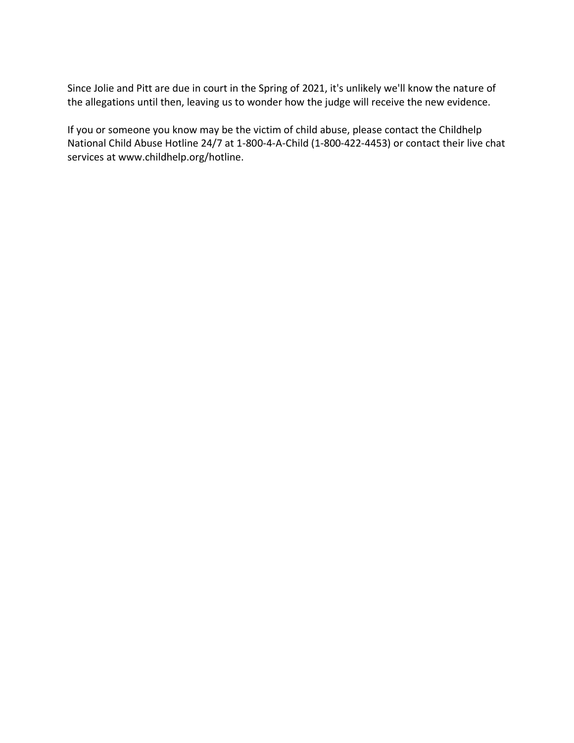Since Jolie and Pitt are due in court in the Spring of 2021, it's unlikely we'll know the nature of the allegations until then, leaving us to wonder how the judge will receive the new evidence.

If you or someone you know may be the victim of child abuse, please contact the Childhelp National Child Abuse Hotline 24/7 at 1-800-4-A-Child (1-800-422-4453) or contact their live chat services at www.childhelp.org/hotline.